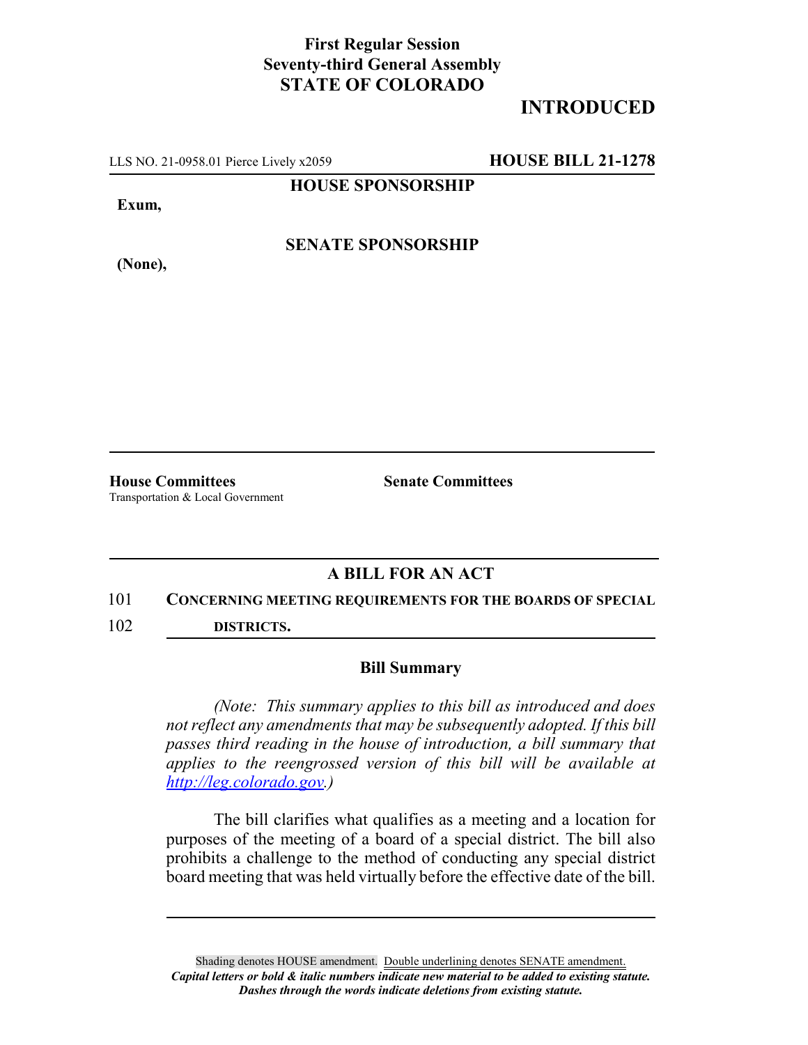**First Regular Session**
**Seventy-third General Assembly**
**STATE OF COLORADO**

# INTRODUCED

LLS NO. 21-0958.01 Pierce Lively x2059 **HOUSE BILL 21-1278**

**HOUSE SPONSORSHIP**

**Exum,**

**SENATE SPONSORSHIP**

**(None),**

**House Committees**
Transportation & Local Government

**Senate Committees**

## A BILL FOR AN ACT

101 **CONCERNING MEETING REQUIREMENTS FOR THE BOARDS OF SPECIAL**
102 **DISTRICTS.**

### Bill Summary

*(Note: This summary applies to this bill as introduced and does not reflect any amendments that may be subsequently adopted. If this bill passes third reading in the house of introduction, a bill summary that applies to the reengrossed version of this bill will be available at http://leg.colorado.gov.)*

The bill clarifies what qualifies as a meeting and a location for purposes of the meeting of a board of a special district. The bill also prohibits a challenge to the method of conducting any special district board meeting that was held virtually before the effective date of the bill.

Shading denotes HOUSE amendment. Double underlining denotes SENATE amendment.
*Capital letters or bold & italic numbers indicate new material to be added to existing statute.*
*Dashes through the words indicate deletions from existing statute.*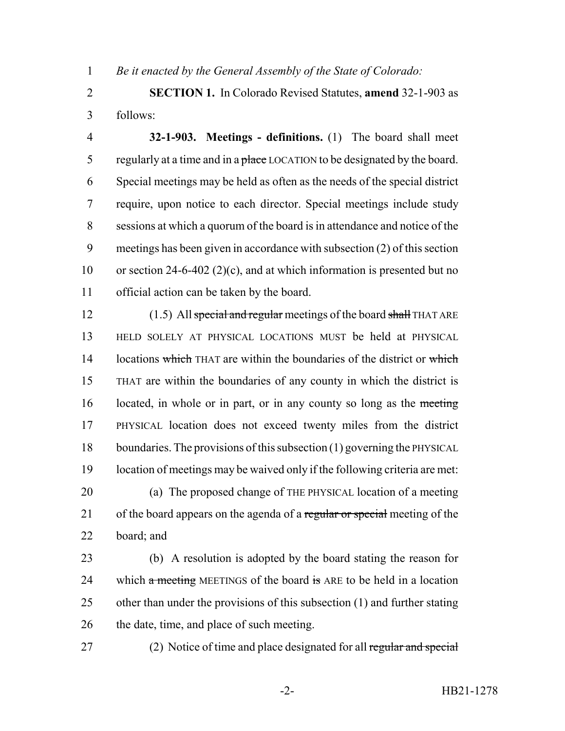*Be it enacted by the General Assembly of the State of Colorado:*

**SECTION 1.** In Colorado Revised Statutes, **amend** 32-1-903 as follows:

**32-1-903. Meetings - definitions.** (1) The board shall meet regularly at a time and in a ~~place~~ LOCATION to be designated by the board. Special meetings may be held as often as the needs of the special district require, upon notice to each director. Special meetings include study sessions at which a quorum of the board is in attendance and notice of the meetings has been given in accordance with subsection (2) of this section or section 24-6-402 (2)(c), and at which information is presented but no official action can be taken by the board.

(1.5) All ~~special and regular~~ meetings of the board ~~shall~~ THAT ARE HELD SOLELY AT PHYSICAL LOCATIONS MUST be held at PHYSICAL locations ~~which~~ THAT are within the boundaries of the district or ~~which~~ THAT are within the boundaries of any county in which the district is located, in whole or in part, or in any county so long as the ~~meeting~~ PHYSICAL location does not exceed twenty miles from the district boundaries. The provisions of this subsection (1) governing the PHYSICAL location of meetings may be waived only if the following criteria are met:

(a) The proposed change of THE PHYSICAL location of a meeting of the board appears on the agenda of a ~~regular or special~~ meeting of the board; and

(b) A resolution is adopted by the board stating the reason for which ~~a meeting~~ MEETINGS of the board ~~is~~ ARE to be held in a location other than under the provisions of this subsection (1) and further stating the date, time, and place of such meeting.

(2) Notice of time and place designated for all ~~regular and special~~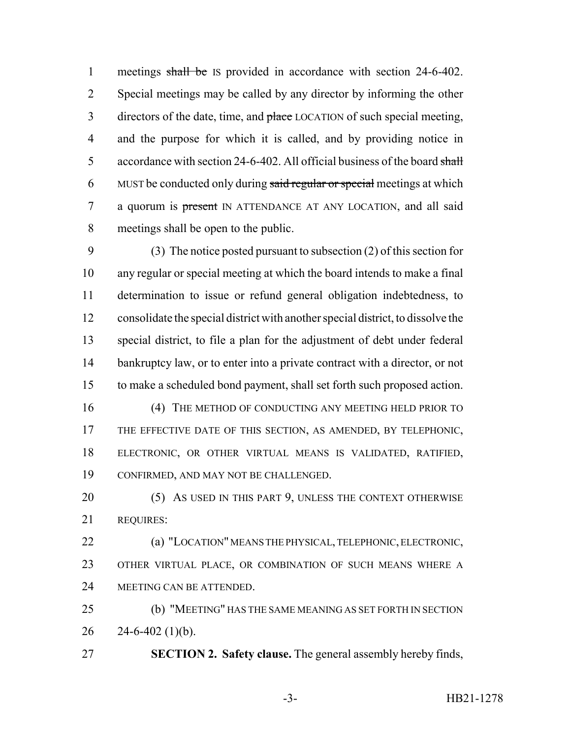meetings ~~shall be~~ IS provided in accordance with section 24-6-402. Special meetings may be called by any director by informing the other directors of the date, time, and ~~place~~ LOCATION of such special meeting, and the purpose for which it is called, and by providing notice in accordance with section 24-6-402. All official business of the board ~~shall~~ MUST be conducted only during ~~said regular or special~~ meetings at which a quorum is ~~present~~ IN ATTENDANCE AT ANY LOCATION, and all said meetings shall be open to the public.

(3) The notice posted pursuant to subsection (2) of this section for any regular or special meeting at which the board intends to make a final determination to issue or refund general obligation indebtedness, to consolidate the special district with another special district, to dissolve the special district, to file a plan for the adjustment of debt under federal bankruptcy law, or to enter into a private contract with a director, or not to make a scheduled bond payment, shall set forth such proposed action.

(4) THE METHOD OF CONDUCTING ANY MEETING HELD PRIOR TO THE EFFECTIVE DATE OF THIS SECTION, AS AMENDED, BY TELEPHONIC, ELECTRONIC, OR OTHER VIRTUAL MEANS IS VALIDATED, RATIFIED, CONFIRMED, AND MAY NOT BE CHALLENGED.

(5) AS USED IN THIS PART 9, UNLESS THE CONTEXT OTHERWISE REQUIRES:

(a) "LOCATION" MEANS THE PHYSICAL, TELEPHONIC, ELECTRONIC, OTHER VIRTUAL PLACE, OR COMBINATION OF SUCH MEANS WHERE A MEETING CAN BE ATTENDED.

(b) "MEETING" HAS THE SAME MEANING AS SET FORTH IN SECTION 24-6-402 (1)(b).

**SECTION 2. Safety clause.** The general assembly hereby finds,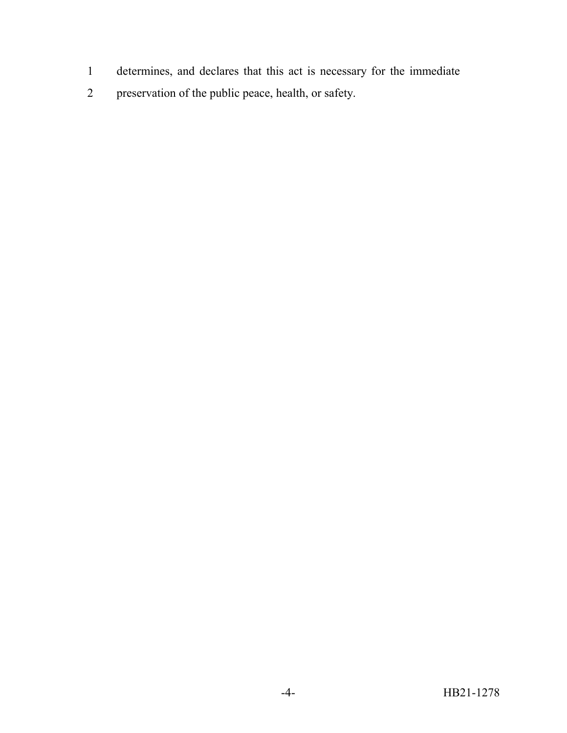determines, and declares that this act is necessary for the immediate preservation of the public peace, health, or safety.